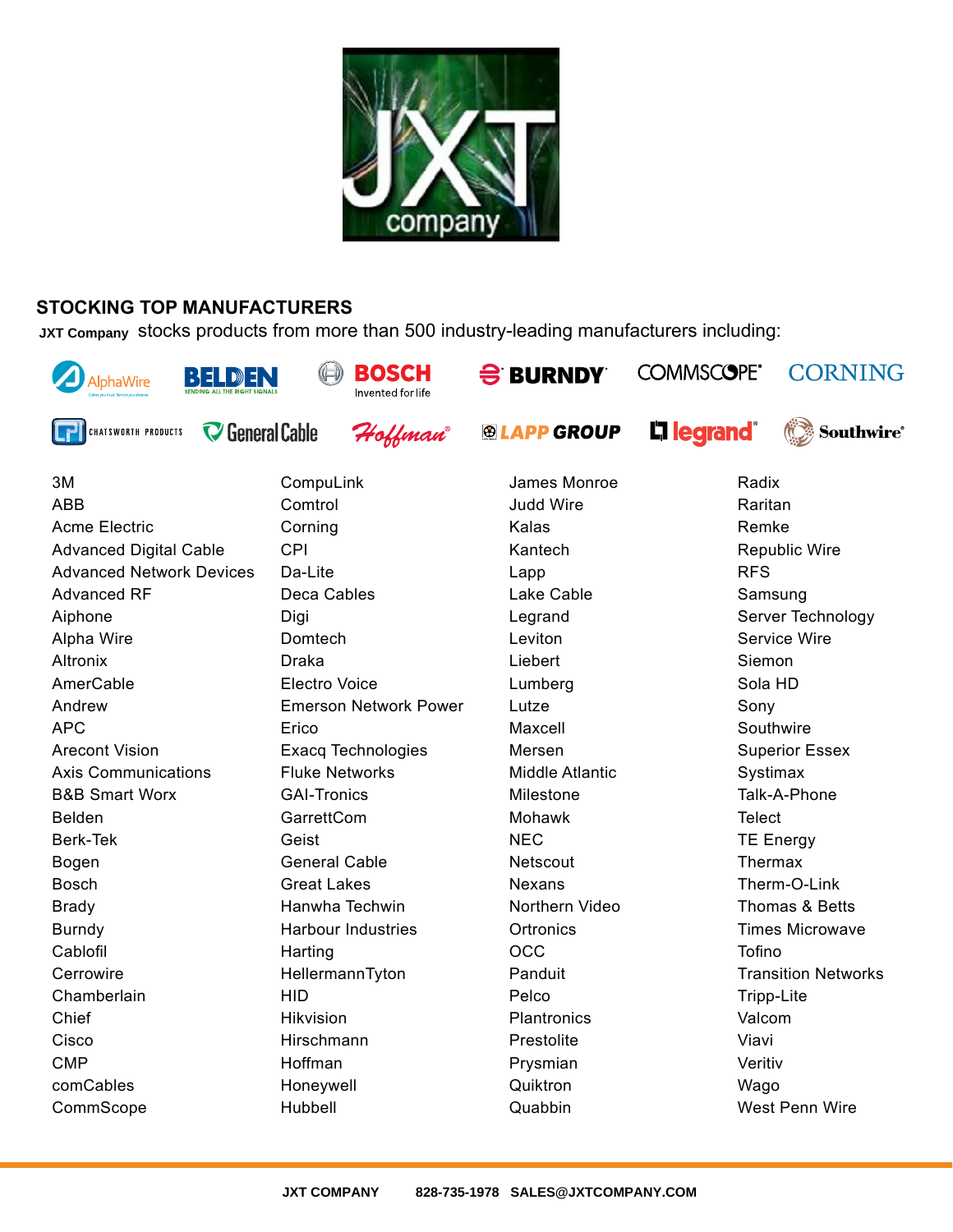## STOCKING TOP MANUFACTURERS

**JXT Company** stocks products from more than 500 industry-leading manufacturers including:

- 3M
- ABB
- Acme Electric
- Advanced Digital Cable
- Advanced Network Devices
- Advanced RF
- Aiphone
- Alpha Wire
- Altronix
- AmerCable
- Andrew
- APC
- Arecont Vision
- Axis Communications
- B&B Smart Worx
- Belden
- Berk-Tek
- Bogen
- Bosch
- Brady
- Burndy
- Cablofil
- Cerrowire
- Chamberlain
- Chief
- Cisco
- CMP
- comCables
- CommScope
- CompuLink
- Comtrol
- Corning
- CPI
- Da-Lite
- Deca Cables
- Digi
- Domtech
- Draka
- Electro Voice
- Emerson Network Power
- Erico
- Exacq Technologies
- Fluke Networks
- GAI-Tronics
- GarrettCom
- Geist
- General Cable
- Great Lakes
- Hanwha Techwin
- Harbour Industries
- Harting
- HellermannTyton
- HID
- Hikvision
- Hirschmann
- Hoffman
- Honeywell
- Hubbell
- James Monroe
- Judd Wire
- Kalas
- Kantech
- Lapp
- Lake Cable
- Legrand
- Leviton
- Liebert
- Lumberg
- Lutze
- Maxcell
- Mersen
- Middle Atlantic
- Milestone
- Mohawk
- NEC
- Netscout
- Nexans
- Northern Video
- Ortronics
- OCC
- Panduit
- Pelco
- Plantronics
- Prestolite
- Prysmian
- Quiktron
- Quabbin
- Radix
- Raritan
- Remke
- Republic Wire
- RFS
- Samsung
- Server Technology
- Service Wire
- Siemon
- Sola HD
- Sony
- Southwire
- Superior Essex
- Systimax
- Talk-A-Phone
- Telect
- TE Energy
- Thermax
- Therm-O-Link
- Thomas & Betts
- Times Microwave
- Tofino
- Transition Networks
- Tripp-Lite
- Valcom
- Viavi
- Veritiv
- Wago
- West Penn Wire

**JXT COMPANY 828-735-1978 SALES@JXTCOMPANY.COM**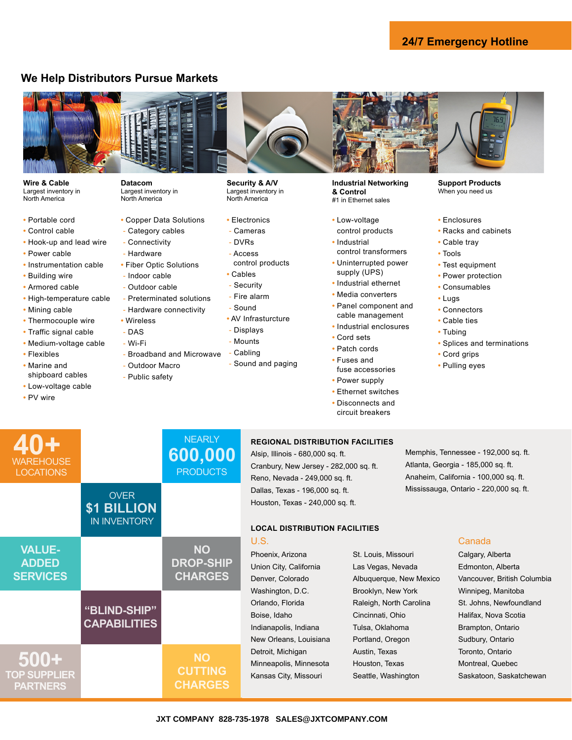24/7 Emergency Hotline

## We Help Distributors Pursue Markets

### Wire & Cable
Largest inventory in North America

- Portable cord
- Control cable
- Hook-up and lead wire
- Power cable
- Instrumentation cable
- Building wire
- Armored cable
- High-temperature cable
- Mining cable
- Thermocouple wire
- Traffic signal cable
- Medium-voltage cable
- Flexibles
- Marine and shipboard cables
- Low-voltage cable
- PV wire

### Datacom
Largest inventory in North America

- Copper Data Solutions
  - Category cables
  - Connectivity
  - Hardware
- Fiber Optic Solutions
  - Indoor cable
  - Outdoor cable
  - Preterminated solutions
  - Hardware connectivity
- Wireless
  - DAS
  - Wi-Fi
  - Broadband and Microwave
  - Outdoor Macro
  - Public safety

### Security & A/V
Largest inventory in North America

- Electronics
  - Cameras
  - DVRs
  - Access control products
- Cables
  - Security
  - Fire alarm
  - Sound
- AV Infrasturcture
  - Displays
  - Mounts
  - Cabling
  - Sound and paging

### Industrial Networking & Control
#1 in Ethernet sales

- Low-voltage control products
- Industrial control transformers
- Uninterrupted power supply (UPS)
- Industrial ethernet
- Media converters
- Panel component and cable management
- Industrial enclosures
- Cord sets
- Patch cords
- Fuses and fuse accessories
- Power supply
- Ethernet switches
- Disconnects and circuit breakers

### Support Products
When you need us

- Enclosures
- Racks and cabinets
- Cable tray
- Tools
- Test equipment
- Power protection
- Consumables
- Lugs
- Connectors
- Cable ties
- Tubing
- Splices and terminations
- Cord grips
- Pulling eyes

**40+** WAREHOUSE LOCATIONS

NEARLY **600,000** PRODUCTS

OVER **$1 BILLION** IN INVENTORY

VALUE-ADDED SERVICES

NO DROP-SHIP CHARGES

"BLIND-SHIP" CAPABILITIES

**500+** TOP SUPPLIER PARTNERS

NO CUTTING CHARGES

### REGIONAL DISTRIBUTION FACILITIES

Alsip, Illinois - 680,000 sq. ft.
Cranbury, New Jersey - 282,000 sq. ft.
Reno, Nevada - 249,000 sq. ft.
Dallas, Texas - 196,000 sq. ft.
Houston, Texas - 240,000 sq. ft.
Memphis, Tennessee - 192,000 sq. ft.
Atlanta, Georgia - 185,000 sq. ft.
Anaheim, California - 100,000 sq. ft.
Mississauga, Ontario - 220,000 sq. ft.

### LOCAL DISTRIBUTION FACILITIES

#### U.S.

Phoenix, Arizona
Union City, California
Denver, Colorado
Washington, D.C.
Orlando, Florida
Boise, Idaho
Indianapolis, Indiana
New Orleans, Louisiana
Detroit, Michigan
Minneapolis, Minnesota
Kansas City, Missouri
St. Louis, Missouri
Las Vegas, Nevada
Albuquerque, New Mexico
Brooklyn, New York
Raleigh, North Carolina
Cincinnati, Ohio
Tulsa, Oklahoma
Portland, Oregon
Austin, Texas
Houston, Texas
Seattle, Washington

#### Canada

Calgary, Alberta
Edmonton, Alberta
Vancouver, British Columbia
Winnipeg, Manitoba
St. Johns, Newfoundland
Halifax, Nova Scotia
Brampton, Ontario
Sudbury, Ontario
Toronto, Ontario
Montreal, Quebec
Saskatoon, Saskatchewan

**JXT COMPANY 828-735-1978 SALES@JXTCOMPANY.COM**